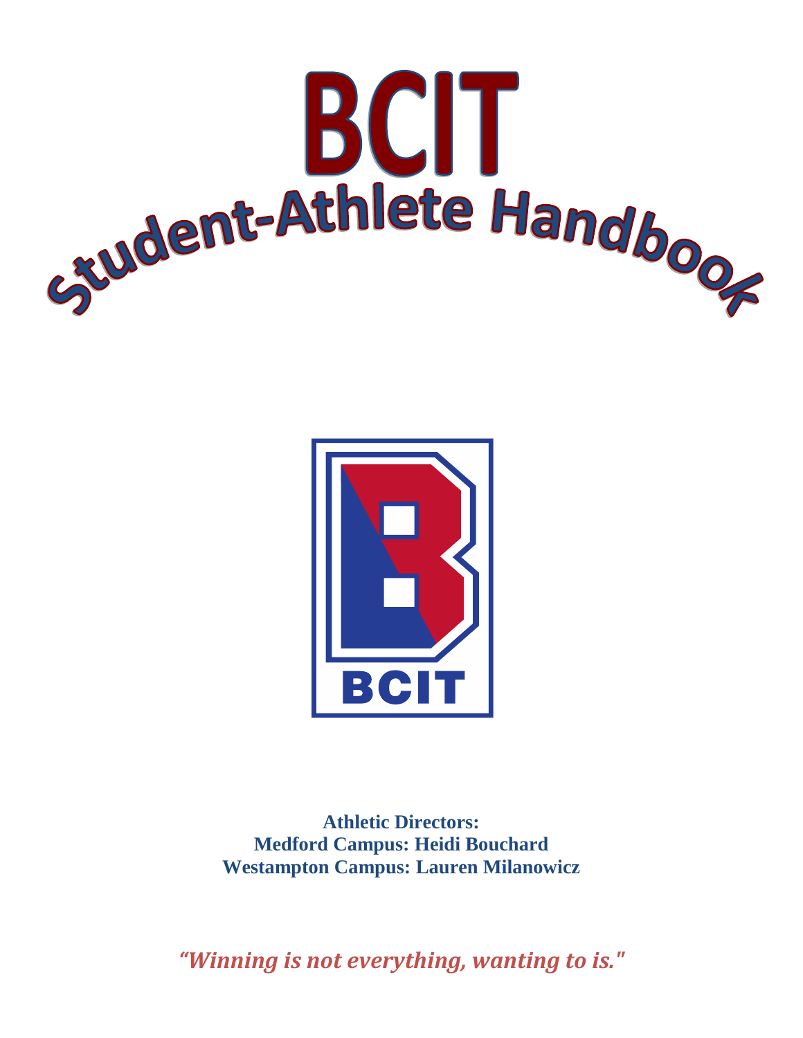# BCIT

## Student-Athlete Handbook

BCIT

**Athletic Directors:**
**Medford Campus: Heidi Bouchard**
**Westampton Campus: Lauren Milanowicz**

*"Winning is not everything, wanting to is."*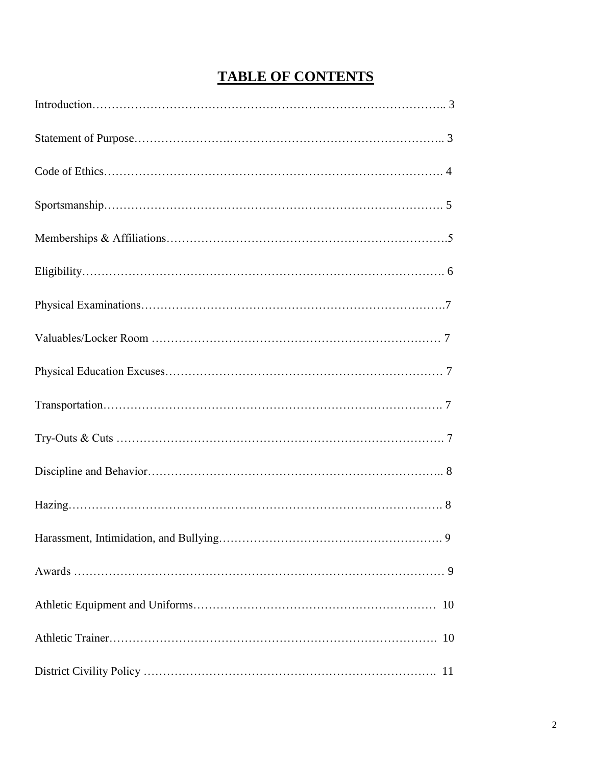# TABLE OF CONTENTS

Introduction……………………………………………………………………………….. 3

Statement of Purpose……………………..……………………………………………….. 3

Code of Ethics……………………………………………………………………………. 4

Sportsmanship……………………………………………………………………………. 5

Memberships & Affiliations…………………………………………………………….5

Eligibility…………………………………………………………………………………. 6

Physical Examinations…………………………………………………………………….7

Valuables/Locker Room ………………………………………………………………… 7

Physical Education Excuses……………………………………………………………… 7

Transportation……………………………………………………………………………. 7

Try-Outs & Cuts …………………………………………………………………………. 7

Discipline and Behavior………………………………………………………………….. 8

Hazing……………………………………………………………………………………. 8

Harassment, Intimidation, and Bullying…………………………………………………. 9

Awards …………………………………………………………………………………… 9

Athletic Equipment and Uniforms……………………………………………………… 10

Athletic Trainer…………………………………………………………………………. 10

District Civility Policy ………………………………………………………………… 11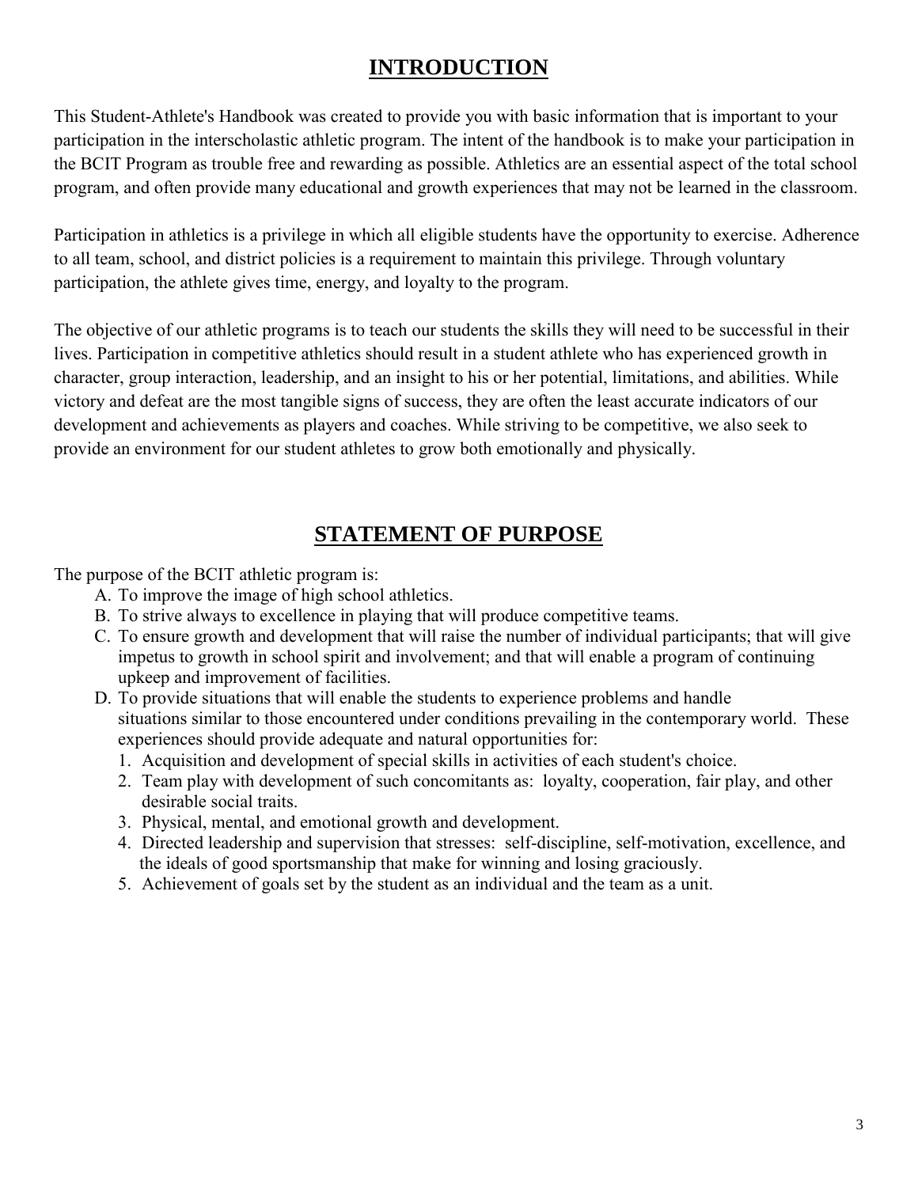# INTRODUCTION

This Student-Athlete's Handbook was created to provide you with basic information that is important to your participation in the interscholastic athletic program. The intent of the handbook is to make your participation in the BCIT Program as trouble free and rewarding as possible. Athletics are an essential aspect of the total school program, and often provide many educational and growth experiences that may not be learned in the classroom.

Participation in athletics is a privilege in which all eligible students have the opportunity to exercise. Adherence to all team, school, and district policies is a requirement to maintain this privilege. Through voluntary participation, the athlete gives time, energy, and loyalty to the program.

The objective of our athletic programs is to teach our students the skills they will need to be successful in their lives. Participation in competitive athletics should result in a student athlete who has experienced growth in character, group interaction, leadership, and an insight to his or her potential, limitations, and abilities. While victory and defeat are the most tangible signs of success, they are often the least accurate indicators of our development and achievements as players and coaches. While striving to be competitive, we also seek to provide an environment for our student athletes to grow both emotionally and physically.

# STATEMENT OF PURPOSE

The purpose of the BCIT athletic program is:

A. To improve the image of high school athletics.
B. To strive always to excellence in playing that will produce competitive teams.
C. To ensure growth and development that will raise the number of individual participants; that will give impetus to growth in school spirit and involvement; and that will enable a program of continuing upkeep and improvement of facilities.
D. To provide situations that will enable the students to experience problems and handle situations similar to those encountered under conditions prevailing in the contemporary world. These experiences should provide adequate and natural opportunities for:
   1. Acquisition and development of special skills in activities of each student's choice.
   2. Team play with development of such concomitants as: loyalty, cooperation, fair play, and other desirable social traits.
   3. Physical, mental, and emotional growth and development.
   4. Directed leadership and supervision that stresses: self-discipline, self-motivation, excellence, and the ideals of good sportsmanship that make for winning and losing graciously.
   5. Achievement of goals set by the student as an individual and the team as a unit.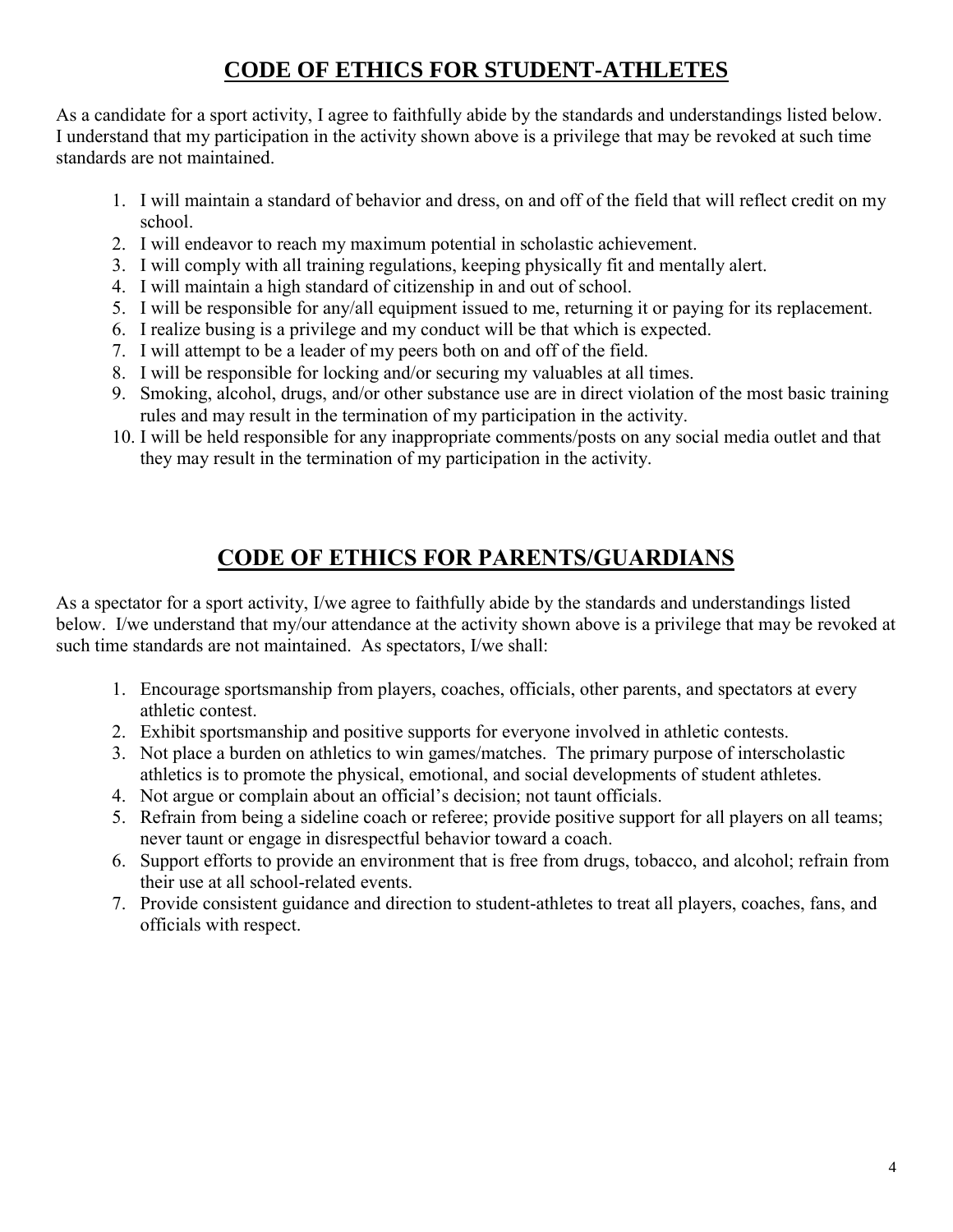## CODE OF ETHICS FOR STUDENT-ATHLETES

As a candidate for a sport activity, I agree to faithfully abide by the standards and understandings listed below. I understand that my participation in the activity shown above is a privilege that may be revoked at such time standards are not maintained.

1. I will maintain a standard of behavior and dress, on and off of the field that will reflect credit on my school.
2. I will endeavor to reach my maximum potential in scholastic achievement.
3. I will comply with all training regulations, keeping physically fit and mentally alert.
4. I will maintain a high standard of citizenship in and out of school.
5. I will be responsible for any/all equipment issued to me, returning it or paying for its replacement.
6. I realize busing is a privilege and my conduct will be that which is expected.
7. I will attempt to be a leader of my peers both on and off of the field.
8. I will be responsible for locking and/or securing my valuables at all times.
9. Smoking, alcohol, drugs, and/or other substance use are in direct violation of the most basic training rules and may result in the termination of my participation in the activity.
10. I will be held responsible for any inappropriate comments/posts on any social media outlet and that they may result in the termination of my participation in the activity.

## CODE OF ETHICS FOR PARENTS/GUARDIANS

As a spectator for a sport activity, I/we agree to faithfully abide by the standards and understandings listed below. I/we understand that my/our attendance at the activity shown above is a privilege that may be revoked at such time standards are not maintained. As spectators, I/we shall:

1. Encourage sportsmanship from players, coaches, officials, other parents, and spectators at every athletic contest.
2. Exhibit sportsmanship and positive supports for everyone involved in athletic contests.
3. Not place a burden on athletics to win games/matches. The primary purpose of interscholastic athletics is to promote the physical, emotional, and social developments of student athletes.
4. Not argue or complain about an official's decision; not taunt officials.
5. Refrain from being a sideline coach or referee; provide positive support for all players on all teams; never taunt or engage in disrespectful behavior toward a coach.
6. Support efforts to provide an environment that is free from drugs, tobacco, and alcohol; refrain from their use at all school-related events.
7. Provide consistent guidance and direction to student-athletes to treat all players, coaches, fans, and officials with respect.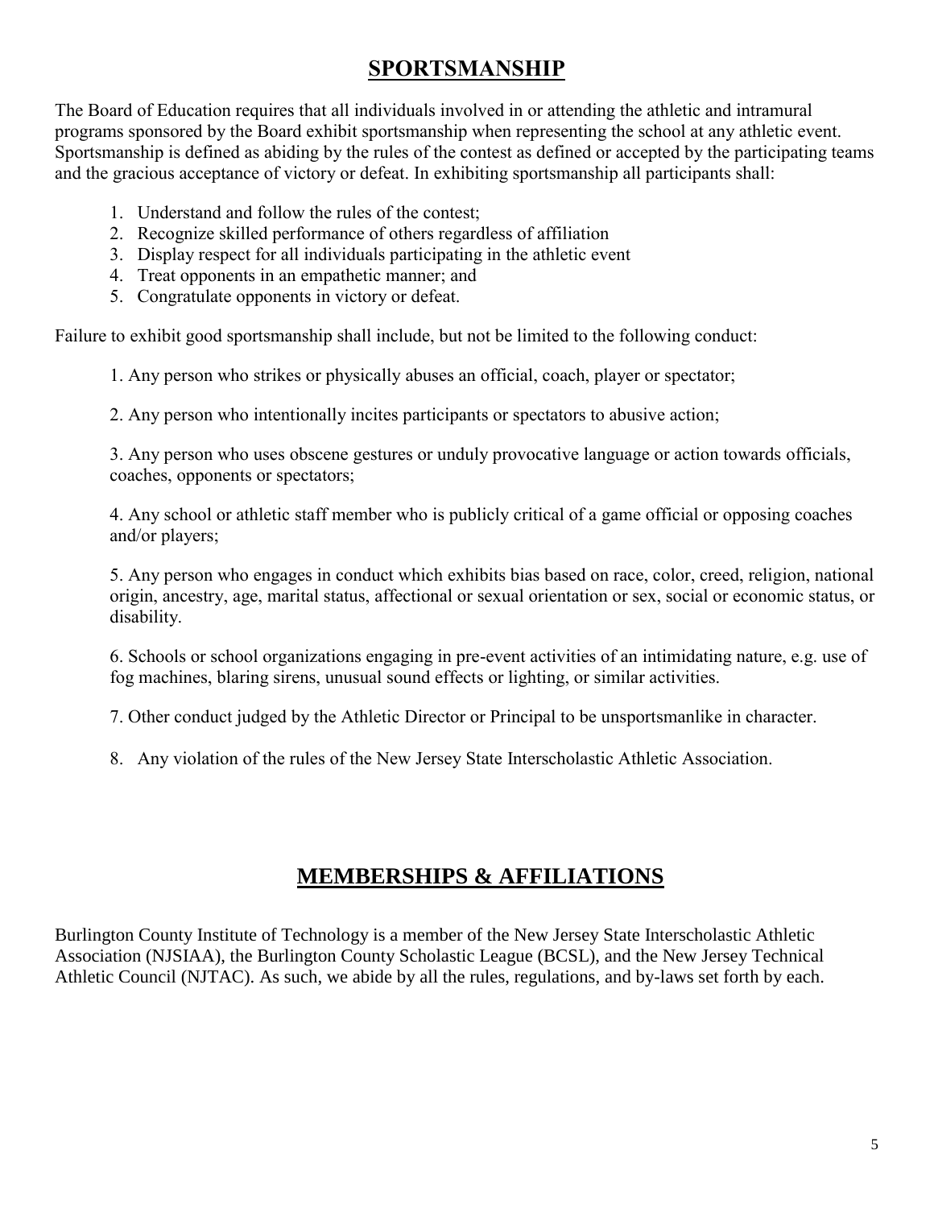## SPORTSMANSHIP

The Board of Education requires that all individuals involved in or attending the athletic and intramural programs sponsored by the Board exhibit sportsmanship when representing the school at any athletic event. Sportsmanship is defined as abiding by the rules of the contest as defined or accepted by the participating teams and the gracious acceptance of victory or defeat. In exhibiting sportsmanship all participants shall:

1. Understand and follow the rules of the contest;
2. Recognize skilled performance of others regardless of affiliation
3. Display respect for all individuals participating in the athletic event
4. Treat opponents in an empathetic manner; and
5. Congratulate opponents in victory or defeat.

Failure to exhibit good sportsmanship shall include, but not be limited to the following conduct:

1. Any person who strikes or physically abuses an official, coach, player or spectator;

2. Any person who intentionally incites participants or spectators to abusive action;

3. Any person who uses obscene gestures or unduly provocative language or action towards officials, coaches, opponents or spectators;

4. Any school or athletic staff member who is publicly critical of a game official or opposing coaches and/or players;

5. Any person who engages in conduct which exhibits bias based on race, color, creed, religion, national origin, ancestry, age, marital status, affectional or sexual orientation or sex, social or economic status, or disability.

6. Schools or school organizations engaging in pre-event activities of an intimidating nature, e.g. use of fog machines, blaring sirens, unusual sound effects or lighting, or similar activities.

7. Other conduct judged by the Athletic Director or Principal to be unsportsmanlike in character.

8. Any violation of the rules of the New Jersey State Interscholastic Athletic Association.

## MEMBERSHIPS & AFFILIATIONS

Burlington County Institute of Technology is a member of the New Jersey State Interscholastic Athletic Association (NJSIAA), the Burlington County Scholastic League (BCSL), and the New Jersey Technical Athletic Council (NJTAC). As such, we abide by all the rules, regulations, and by-laws set forth by each.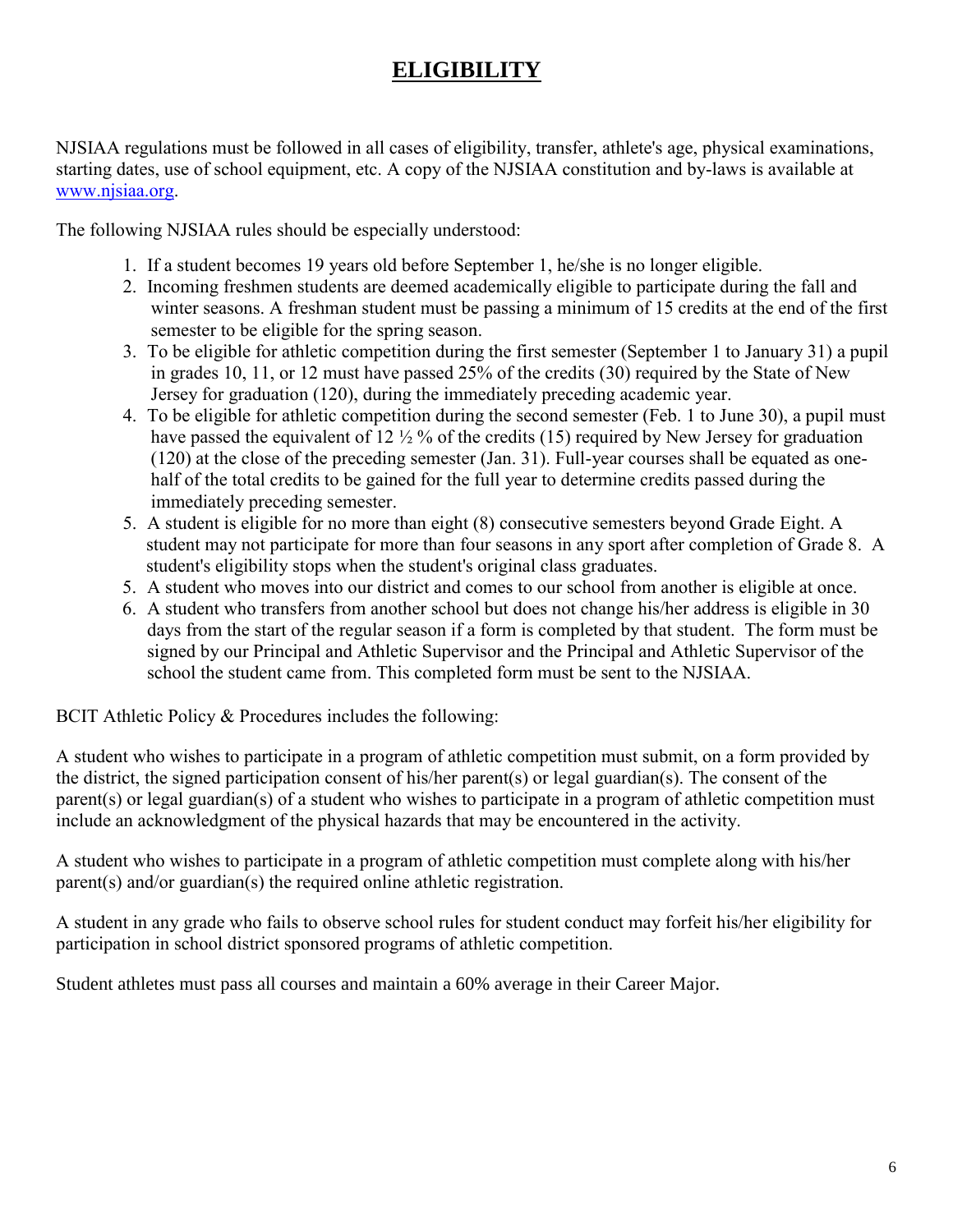# ELIGIBILITY

NJSIAA regulations must be followed in all cases of eligibility, transfer, athlete's age, physical examinations, starting dates, use of school equipment, etc. A copy of the NJSIAA constitution and by-laws is available at [www.njsiaa.org](http://www.njsiaa.org).

The following NJSIAA rules should be especially understood:

1. If a student becomes 19 years old before September 1, he/she is no longer eligible.
2. Incoming freshmen students are deemed academically eligible to participate during the fall and winter seasons. A freshman student must be passing a minimum of 15 credits at the end of the first semester to be eligible for the spring season.
3. To be eligible for athletic competition during the first semester (September 1 to January 31) a pupil in grades 10, 11, or 12 must have passed 25% of the credits (30) required by the State of New Jersey for graduation (120), during the immediately preceding academic year.
4. To be eligible for athletic competition during the second semester (Feb. 1 to June 30), a pupil must have passed the equivalent of 12 ½ % of the credits (15) required by New Jersey for graduation (120) at the close of the preceding semester (Jan. 31). Full-year courses shall be equated as one-half of the total credits to be gained for the full year to determine credits passed during the immediately preceding semester.
5. A student is eligible for no more than eight (8) consecutive semesters beyond Grade Eight. A student may not participate for more than four seasons in any sport after completion of Grade 8. A student's eligibility stops when the student's original class graduates.

5\. A student who moves into our district and comes to our school from another is eligible at once.

6\. A student who transfers from another school but does not change his/her address is eligible in 30 days from the start of the regular season if a form is completed by that student. The form must be signed by our Principal and Athletic Supervisor and the Principal and Athletic Supervisor of the school the student came from. This completed form must be sent to the NJSIAA.

BCIT Athletic Policy & Procedures includes the following:

A student who wishes to participate in a program of athletic competition must submit, on a form provided by the district, the signed participation consent of his/her parent(s) or legal guardian(s). The consent of the parent(s) or legal guardian(s) of a student who wishes to participate in a program of athletic competition must include an acknowledgment of the physical hazards that may be encountered in the activity.

A student who wishes to participate in a program of athletic competition must complete along with his/her parent(s) and/or guardian(s) the required online athletic registration.

A student in any grade who fails to observe school rules for student conduct may forfeit his/her eligibility for participation in school district sponsored programs of athletic competition.

Student athletes must pass all courses and maintain a 60% average in their Career Major.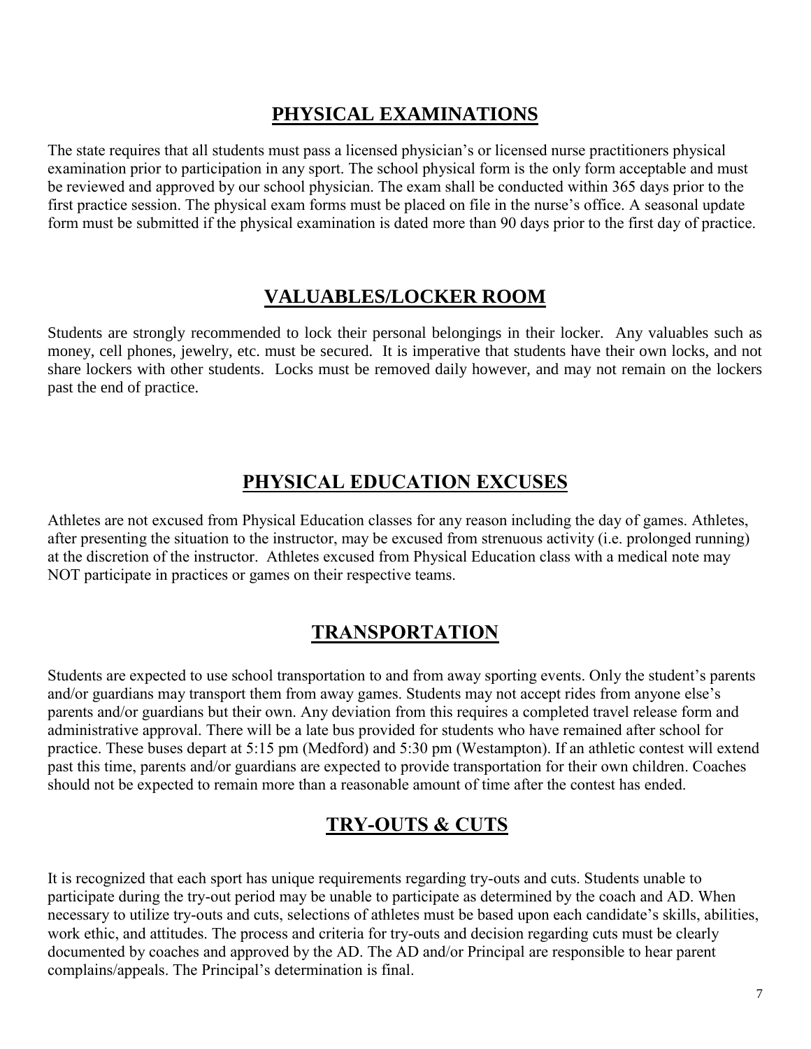## PHYSICAL EXAMINATIONS

The state requires that all students must pass a licensed physician's or licensed nurse practitioners physical examination prior to participation in any sport. The school physical form is the only form acceptable and must be reviewed and approved by our school physician. The exam shall be conducted within 365 days prior to the first practice session. The physical exam forms must be placed on file in the nurse's office. A seasonal update form must be submitted if the physical examination is dated more than 90 days prior to the first day of practice.

## VALUABLES/LOCKER ROOM

Students are strongly recommended to lock their personal belongings in their locker. Any valuables such as money, cell phones, jewelry, etc. must be secured. It is imperative that students have their own locks, and not share lockers with other students. Locks must be removed daily however, and may not remain on the lockers past the end of practice.

## PHYSICAL EDUCATION EXCUSES

Athletes are not excused from Physical Education classes for any reason including the day of games. Athletes, after presenting the situation to the instructor, may be excused from strenuous activity (i.e. prolonged running) at the discretion of the instructor. Athletes excused from Physical Education class with a medical note may NOT participate in practices or games on their respective teams.

## TRANSPORTATION

Students are expected to use school transportation to and from away sporting events. Only the student's parents and/or guardians may transport them from away games. Students may not accept rides from anyone else's parents and/or guardians but their own. Any deviation from this requires a completed travel release form and administrative approval. There will be a late bus provided for students who have remained after school for practice. These buses depart at 5:15 pm (Medford) and 5:30 pm (Westampton). If an athletic contest will extend past this time, parents and/or guardians are expected to provide transportation for their own children. Coaches should not be expected to remain more than a reasonable amount of time after the contest has ended.

## TRY-OUTS & CUTS

It is recognized that each sport has unique requirements regarding try-outs and cuts. Students unable to participate during the try-out period may be unable to participate as determined by the coach and AD. When necessary to utilize try-outs and cuts, selections of athletes must be based upon each candidate's skills, abilities, work ethic, and attitudes. The process and criteria for try-outs and decision regarding cuts must be clearly documented by coaches and approved by the AD. The AD and/or Principal are responsible to hear parent complains/appeals. The Principal's determination is final.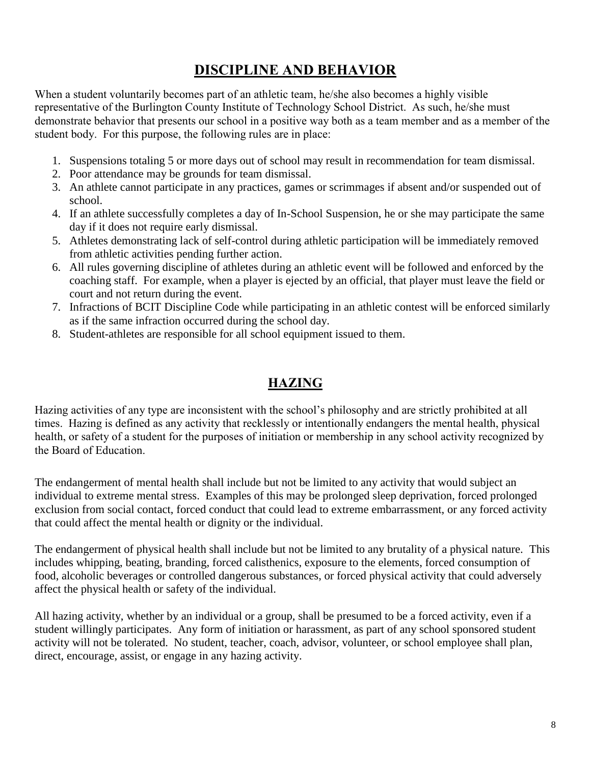## DISCIPLINE AND BEHAVIOR

When a student voluntarily becomes part of an athletic team, he/she also becomes a highly visible representative of the Burlington County Institute of Technology School District. As such, he/she must demonstrate behavior that presents our school in a positive way both as a team member and as a member of the student body. For this purpose, the following rules are in place:

1. Suspensions totaling 5 or more days out of school may result in recommendation for team dismissal.
2. Poor attendance may be grounds for team dismissal.
3. An athlete cannot participate in any practices, games or scrimmages if absent and/or suspended out of school.
4. If an athlete successfully completes a day of In-School Suspension, he or she may participate the same day if it does not require early dismissal.
5. Athletes demonstrating lack of self-control during athletic participation will be immediately removed from athletic activities pending further action.
6. All rules governing discipline of athletes during an athletic event will be followed and enforced by the coaching staff. For example, when a player is ejected by an official, that player must leave the field or court and not return during the event.
7. Infractions of BCIT Discipline Code while participating in an athletic contest will be enforced similarly as if the same infraction occurred during the school day.
8. Student-athletes are responsible for all school equipment issued to them.

## HAZING

Hazing activities of any type are inconsistent with the school's philosophy and are strictly prohibited at all times. Hazing is defined as any activity that recklessly or intentionally endangers the mental health, physical health, or safety of a student for the purposes of initiation or membership in any school activity recognized by the Board of Education.

The endangerment of mental health shall include but not be limited to any activity that would subject an individual to extreme mental stress. Examples of this may be prolonged sleep deprivation, forced prolonged exclusion from social contact, forced conduct that could lead to extreme embarrassment, or any forced activity that could affect the mental health or dignity or the individual.

The endangerment of physical health shall include but not be limited to any brutality of a physical nature. This includes whipping, beating, branding, forced calisthenics, exposure to the elements, forced consumption of food, alcoholic beverages or controlled dangerous substances, or forced physical activity that could adversely affect the physical health or safety of the individual.

All hazing activity, whether by an individual or a group, shall be presumed to be a forced activity, even if a student willingly participates. Any form of initiation or harassment, as part of any school sponsored student activity will not be tolerated. No student, teacher, coach, advisor, volunteer, or school employee shall plan, direct, encourage, assist, or engage in any hazing activity.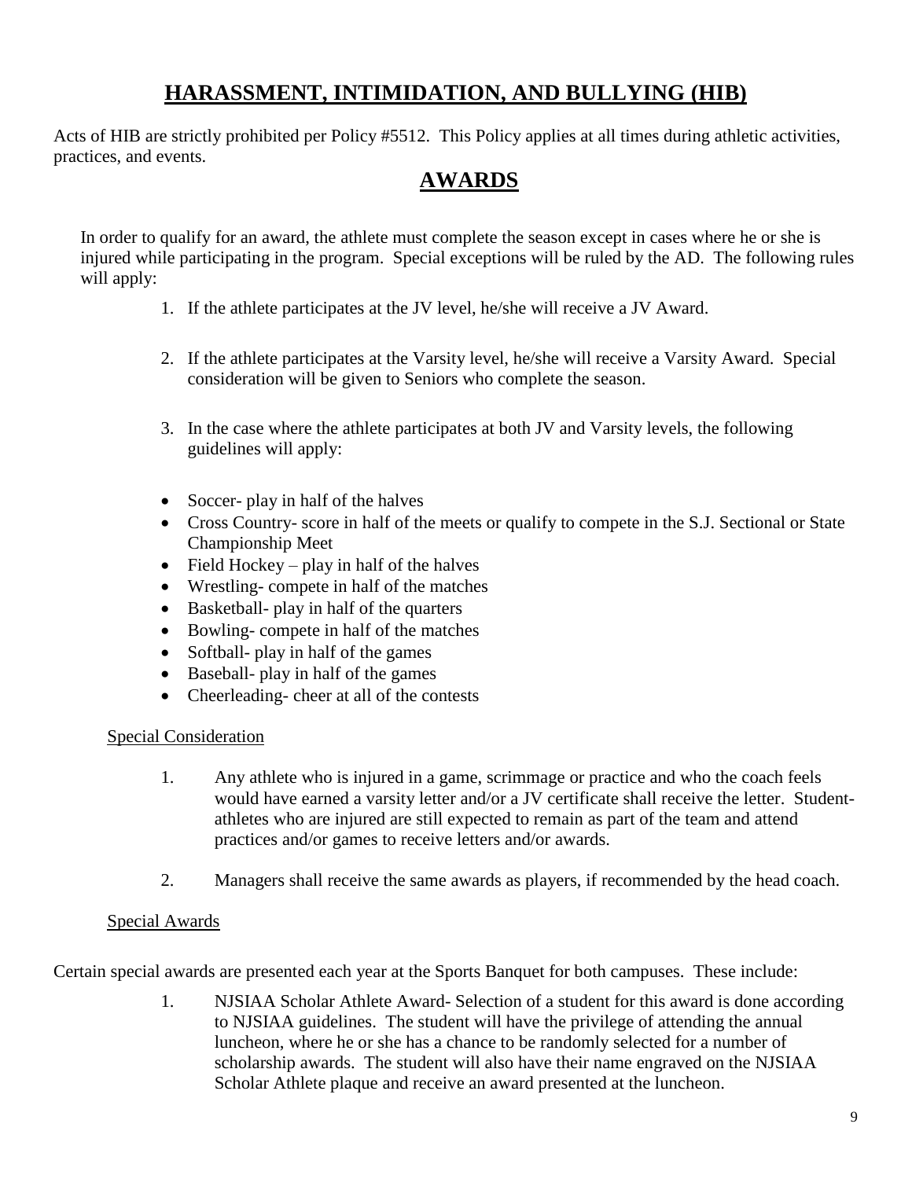## HARASSMENT, INTIMIDATION, AND BULLYING (HIB)

Acts of HIB are strictly prohibited per Policy #5512. This Policy applies at all times during athletic activities, practices, and events.

## AWARDS

In order to qualify for an award, the athlete must complete the season except in cases where he or she is injured while participating in the program. Special exceptions will be ruled by the AD. The following rules will apply:

1. If the athlete participates at the JV level, he/she will receive a JV Award.
2. If the athlete participates at the Varsity level, he/she will receive a Varsity Award. Special consideration will be given to Seniors who complete the season.
3. In the case where the athlete participates at both JV and Varsity levels, the following guidelines will apply:

- Soccer- play in half of the halves
- Cross Country- score in half of the meets or qualify to compete in the S.J. Sectional or State Championship Meet
- Field Hockey – play in half of the halves
- Wrestling- compete in half of the matches
- Basketball- play in half of the quarters
- Bowling- compete in half of the matches
- Softball- play in half of the games
- Baseball- play in half of the games
- Cheerleading- cheer at all of the contests

Special Consideration

1. Any athlete who is injured in a game, scrimmage or practice and who the coach feels would have earned a varsity letter and/or a JV certificate shall receive the letter. Student-athletes who are injured are still expected to remain as part of the team and attend practices and/or games to receive letters and/or awards.
2. Managers shall receive the same awards as players, if recommended by the head coach.

Special Awards

Certain special awards are presented each year at the Sports Banquet for both campuses. These include:

1. NJSIAA Scholar Athlete Award- Selection of a student for this award is done according to NJSIAA guidelines. The student will have the privilege of attending the annual luncheon, where he or she has a chance to be randomly selected for a number of scholarship awards. The student will also have their name engraved on the NJSIAA Scholar Athlete plaque and receive an award presented at the luncheon.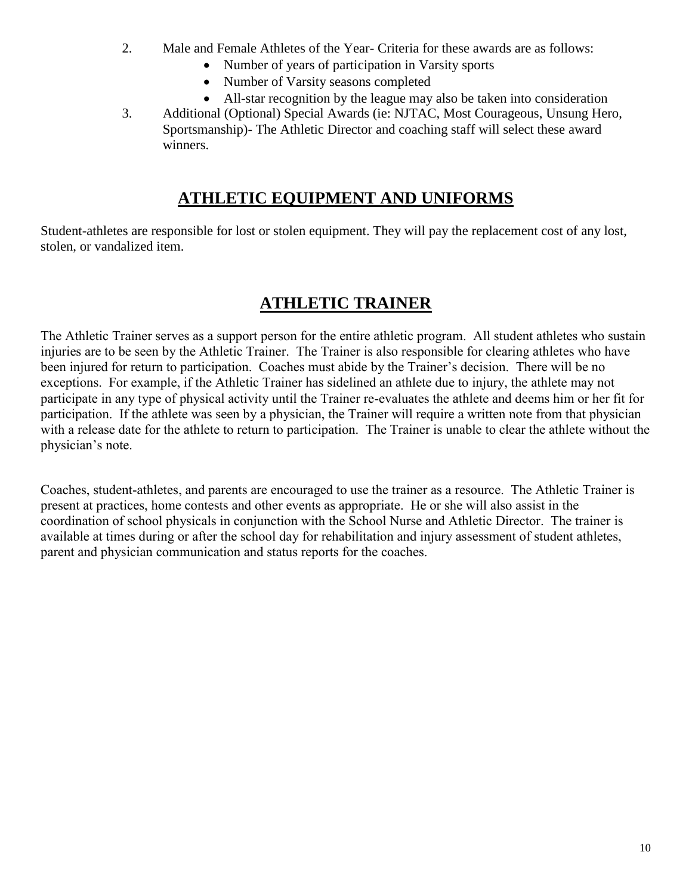2. Male and Female Athletes of the Year- Criteria for these awards are as follows:
    - Number of years of participation in Varsity sports
    - Number of Varsity seasons completed
    - All-star recognition by the league may also be taken into consideration
3. Additional (Optional) Special Awards (ie: NJTAC, Most Courageous, Unsung Hero, Sportsmanship)- The Athletic Director and coaching staff will select these award winners.

## ATHLETIC EQUIPMENT AND UNIFORMS

Student-athletes are responsible for lost or stolen equipment. They will pay the replacement cost of any lost, stolen, or vandalized item.

## ATHLETIC TRAINER

The Athletic Trainer serves as a support person for the entire athletic program. All student athletes who sustain injuries are to be seen by the Athletic Trainer. The Trainer is also responsible for clearing athletes who have been injured for return to participation. Coaches must abide by the Trainer's decision. There will be no exceptions. For example, if the Athletic Trainer has sidelined an athlete due to injury, the athlete may not participate in any type of physical activity until the Trainer re-evaluates the athlete and deems him or her fit for participation. If the athlete was seen by a physician, the Trainer will require a written note from that physician with a release date for the athlete to return to participation. The Trainer is unable to clear the athlete without the physician's note.

Coaches, student-athletes, and parents are encouraged to use the trainer as a resource. The Athletic Trainer is present at practices, home contests and other events as appropriate. He or she will also assist in the coordination of school physicals in conjunction with the School Nurse and Athletic Director. The trainer is available at times during or after the school day for rehabilitation and injury assessment of student athletes, parent and physician communication and status reports for the coaches.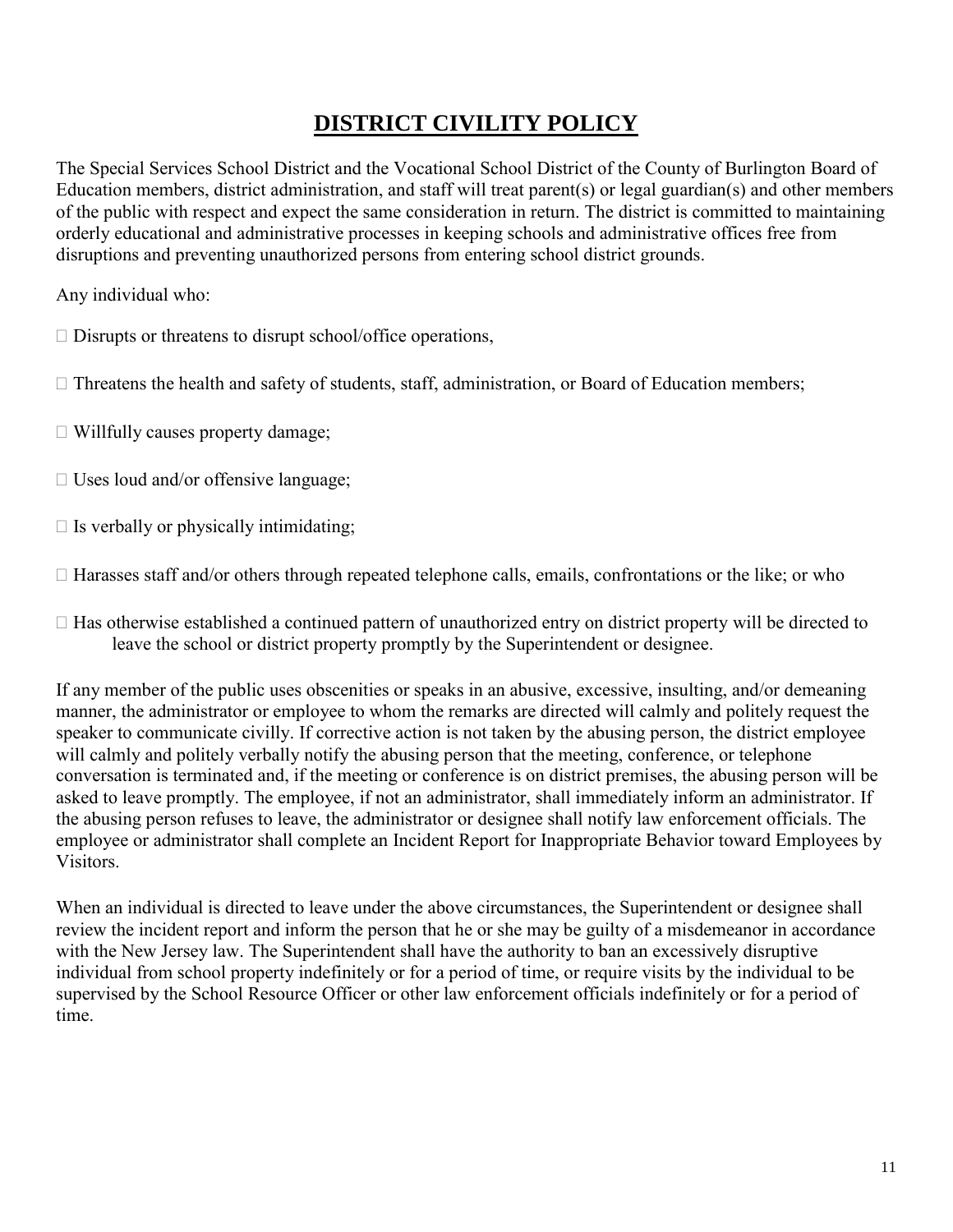# DISTRICT CIVILITY POLICY

The Special Services School District and the Vocational School District of the County of Burlington Board of Education members, district administration, and staff will treat parent(s) or legal guardian(s) and other members of the public with respect and expect the same consideration in return. The district is committed to maintaining orderly educational and administrative processes in keeping schools and administrative offices free from disruptions and preventing unauthorized persons from entering school district grounds.

Any individual who:

- Disrupts or threatens to disrupt school/office operations,
- Threatens the health and safety of students, staff, administration, or Board of Education members;
- Willfully causes property damage;
- Uses loud and/or offensive language;
- Is verbally or physically intimidating;
- Harasses staff and/or others through repeated telephone calls, emails, confrontations or the like; or who
- Has otherwise established a continued pattern of unauthorized entry on district property will be directed to leave the school or district property promptly by the Superintendent or designee.

If any member of the public uses obscenities or speaks in an abusive, excessive, insulting, and/or demeaning manner, the administrator or employee to whom the remarks are directed will calmly and politely request the speaker to communicate civilly. If corrective action is not taken by the abusing person, the district employee will calmly and politely verbally notify the abusing person that the meeting, conference, or telephone conversation is terminated and, if the meeting or conference is on district premises, the abusing person will be asked to leave promptly. The employee, if not an administrator, shall immediately inform an administrator. If the abusing person refuses to leave, the administrator or designee shall notify law enforcement officials. The employee or administrator shall complete an Incident Report for Inappropriate Behavior toward Employees by Visitors.

When an individual is directed to leave under the above circumstances, the Superintendent or designee shall review the incident report and inform the person that he or she may be guilty of a misdemeanor in accordance with the New Jersey law. The Superintendent shall have the authority to ban an excessively disruptive individual from school property indefinitely or for a period of time, or require visits by the individual to be supervised by the School Resource Officer or other law enforcement officials indefinitely or for a period of time.